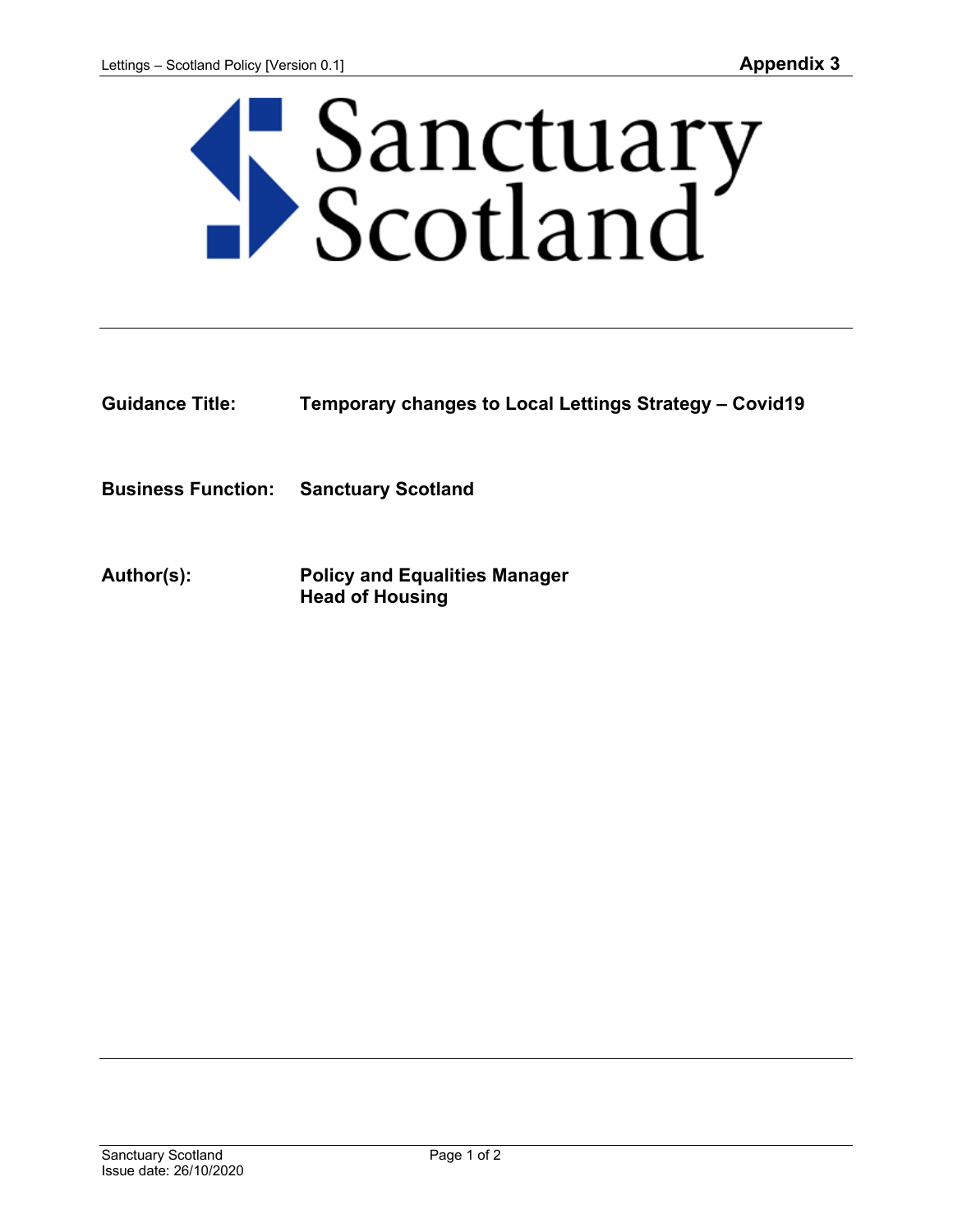Appendix 3

Sanctuary Scotland

**Guidance Title:** **Temporary changes to Local Lettings Strategy – Covid19**

**Business Function:** **Sanctuary Scotland**

**Author(s):** **Policy and Equalities Manager**
**Head of Housing**

Sanctuary Scotland
Issue date: 26/10/2020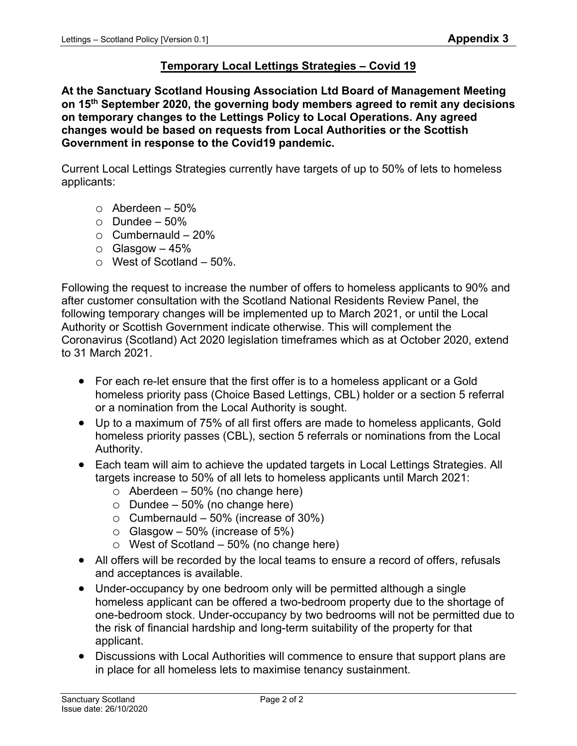## Temporary Local Lettings Strategies – Covid 19

**At the Sanctuary Scotland Housing Association Ltd Board of Management Meeting on 15th September 2020, the governing body members agreed to remit any decisions on temporary changes to the Lettings Policy to Local Operations. Any agreed changes would be based on requests from Local Authorities or the Scottish Government in response to the Covid19 pandemic.**

Current Local Lettings Strategies currently have targets of up to 50% of lets to homeless applicants:

- Aberdeen – 50%
- Dundee – 50%
- Cumbernauld – 20%
- Glasgow – 45%
- West of Scotland – 50%.

Following the request to increase the number of offers to homeless applicants to 90% and after customer consultation with the Scotland National Residents Review Panel, the following temporary changes will be implemented up to March 2021, or until the Local Authority or Scottish Government indicate otherwise. This will complement the Coronavirus (Scotland) Act 2020 legislation timeframes which as at October 2020, extend to 31 March 2021.

- For each re-let ensure that the first offer is to a homeless applicant or a Gold homeless priority pass (Choice Based Lettings, CBL) holder or a section 5 referral or a nomination from the Local Authority is sought.
- Up to a maximum of 75% of all first offers are made to homeless applicants, Gold homeless priority passes (CBL), section 5 referrals or nominations from the Local Authority.
- Each team will aim to achieve the updated targets in Local Lettings Strategies. All targets increase to 50% of all lets to homeless applicants until March 2021:
  - Aberdeen – 50% (no change here)
  - Dundee – 50% (no change here)
  - Cumbernauld – 50% (increase of 30%)
  - Glasgow – 50% (increase of 5%)
  - West of Scotland – 50% (no change here)
- All offers will be recorded by the local teams to ensure a record of offers, refusals and acceptances is available.
- Under-occupancy by one bedroom only will be permitted although a single homeless applicant can be offered a two-bedroom property due to the shortage of one-bedroom stock. Under-occupancy by two bedrooms will not be permitted due to the risk of financial hardship and long-term suitability of the property for that applicant.
- Discussions with Local Authorities will commence to ensure that support plans are in place for all homeless lets to maximise tenancy sustainment.